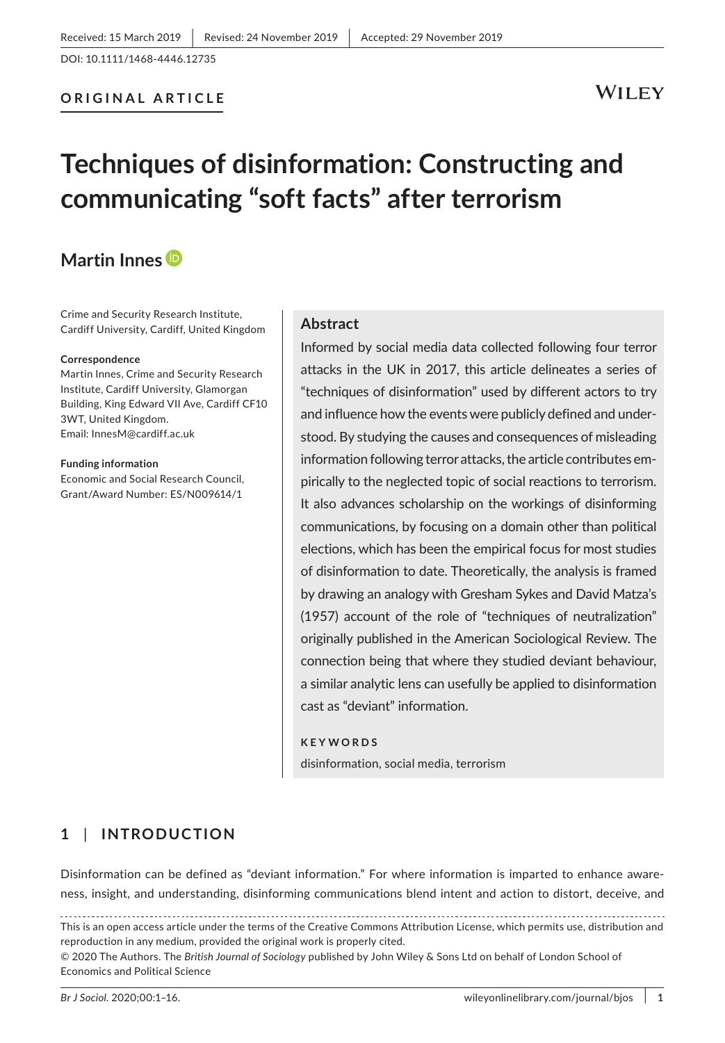Received: 15 March 2019 | Revised: 24 November 2019 | Accepted: 29 November 2019

DOI: 10.1111/1468-4446.12735

**ORIGINAL ARTICLE**

# Techniques of disinformation: Constructing and communicating "soft facts" after terrorism

**Martin Innes**

Crime and Security Research Institute, Cardiff University, Cardiff, United Kingdom

**Correspondence**
Martin Innes, Crime and Security Research Institute, Cardiff University, Glamorgan Building, King Edward VII Ave, Cardiff CF10 3WT, United Kingdom.
Email: InnesM@cardiff.ac.uk

**Funding information**
Economic and Social Research Council, Grant/Award Number: ES/N009614/1

## Abstract

Informed by social media data collected following four terror attacks in the UK in 2017, this article delineates a series of "techniques of disinformation" used by different actors to try and influence how the events were publicly defined and understood. By studying the causes and consequences of misleading information following terror attacks, the article contributes empirically to the neglected topic of social reactions to terrorism. It also advances scholarship on the workings of disinforming communications, by focusing on a domain other than political elections, which has been the empirical focus for most studies of disinformation to date. Theoretically, the analysis is framed by drawing an analogy with Gresham Sykes and David Matza's (1957) account of the role of "techniques of neutralization" originally published in the American Sociological Review. The connection being that where they studied deviant behaviour, a similar analytic lens can usefully be applied to disinformation cast as "deviant" information.

**KEYWORDS**

disinformation, social media, terrorism

## 1 | INTRODUCTION

Disinformation can be defined as "deviant information." For where information is imparted to enhance awareness, insight, and understanding, disinforming communications blend intent and action to distort, deceive, and

---

This is an open access article under the terms of the Creative Commons Attribution License, which permits use, distribution and reproduction in any medium, provided the original work is properly cited.

© 2020 The Authors. The *British Journal of Sociology* published by John Wiley & Sons Ltd on behalf of London School of Economics and Political Science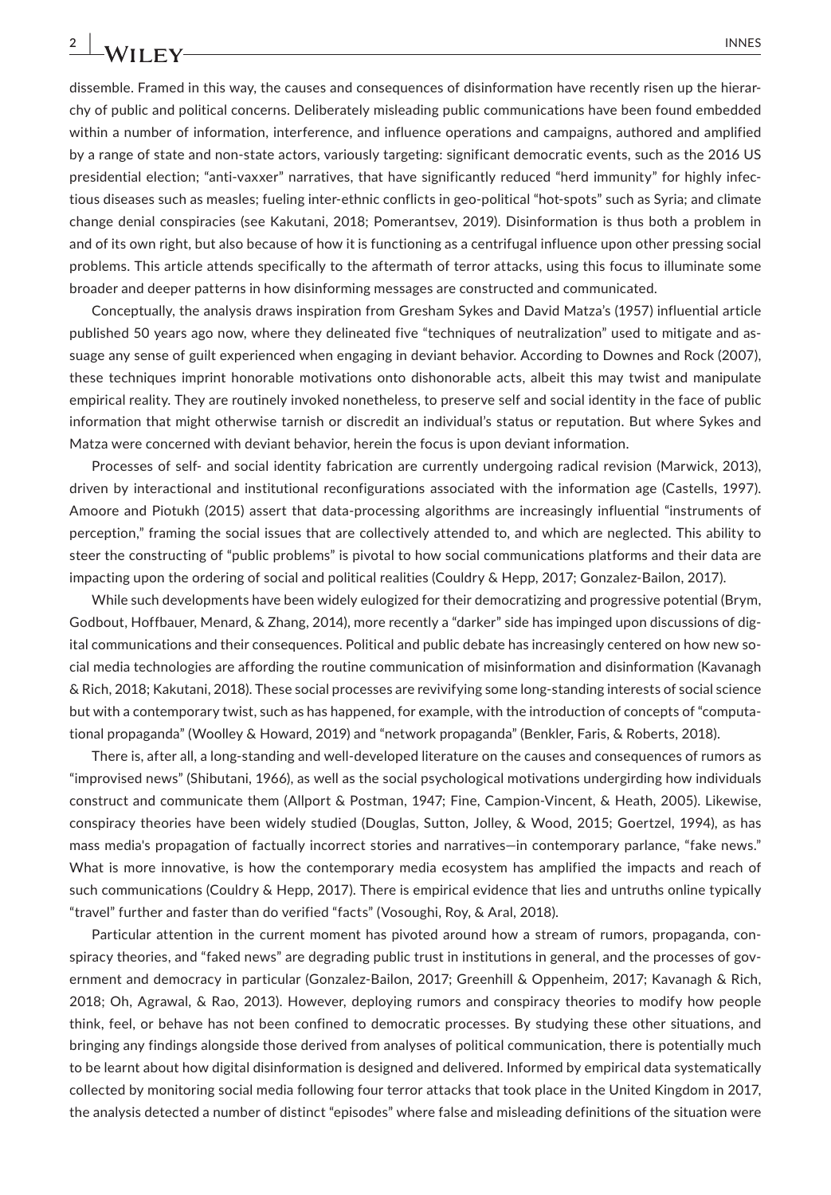dissemble. Framed in this way, the causes and consequences of disinformation have recently risen up the hierarchy of public and political concerns. Deliberately misleading public communications have been found embedded within a number of information, interference, and influence operations and campaigns, authored and amplified by a range of state and non-state actors, variously targeting: significant democratic events, such as the 2016 US presidential election; "anti-vaxxer" narratives, that have significantly reduced "herd immunity" for highly infectious diseases such as measles; fueling inter-ethnic conflicts in geo-political "hot-spots" such as Syria; and climate change denial conspiracies (see Kakutani, 2018; Pomerantsev, 2019). Disinformation is thus both a problem in and of its own right, but also because of how it is functioning as a centrifugal influence upon other pressing social problems. This article attends specifically to the aftermath of terror attacks, using this focus to illuminate some broader and deeper patterns in how disinforming messages are constructed and communicated.

Conceptually, the analysis draws inspiration from Gresham Sykes and David Matza's (1957) influential article published 50 years ago now, where they delineated five "techniques of neutralization" used to mitigate and assuage any sense of guilt experienced when engaging in deviant behavior. According to Downes and Rock (2007), these techniques imprint honorable motivations onto dishonorable acts, albeit this may twist and manipulate empirical reality. They are routinely invoked nonetheless, to preserve self and social identity in the face of public information that might otherwise tarnish or discredit an individual's status or reputation. But where Sykes and Matza were concerned with deviant behavior, herein the focus is upon deviant information.

Processes of self- and social identity fabrication are currently undergoing radical revision (Marwick, 2013), driven by interactional and institutional reconfigurations associated with the information age (Castells, 1997). Amoore and Piotukh (2015) assert that data-processing algorithms are increasingly influential "instruments of perception," framing the social issues that are collectively attended to, and which are neglected. This ability to steer the constructing of "public problems" is pivotal to how social communications platforms and their data are impacting upon the ordering of social and political realities (Couldry & Hepp, 2017; Gonzalez-Bailon, 2017).

While such developments have been widely eulogized for their democratizing and progressive potential (Brym, Godbout, Hoffbauer, Menard, & Zhang, 2014), more recently a "darker" side has impinged upon discussions of digital communications and their consequences. Political and public debate has increasingly centered on how new social media technologies are affording the routine communication of misinformation and disinformation (Kavanagh & Rich, 2018; Kakutani, 2018). These social processes are revivifying some long-standing interests of social science but with a contemporary twist, such as has happened, for example, with the introduction of concepts of "computational propaganda" (Woolley & Howard, 2019) and "network propaganda" (Benkler, Faris, & Roberts, 2018).

There is, after all, a long-standing and well-developed literature on the causes and consequences of rumors as "improvised news" (Shibutani, 1966), as well as the social psychological motivations undergirding how individuals construct and communicate them (Allport & Postman, 1947; Fine, Campion-Vincent, & Heath, 2005). Likewise, conspiracy theories have been widely studied (Douglas, Sutton, Jolley, & Wood, 2015; Goertzel, 1994), as has mass media's propagation of factually incorrect stories and narratives—in contemporary parlance, "fake news." What is more innovative, is how the contemporary media ecosystem has amplified the impacts and reach of such communications (Couldry & Hepp, 2017). There is empirical evidence that lies and untruths online typically "travel" further and faster than do verified "facts" (Vosoughi, Roy, & Aral, 2018).

Particular attention in the current moment has pivoted around how a stream of rumors, propaganda, conspiracy theories, and "faked news" are degrading public trust in institutions in general, and the processes of government and democracy in particular (Gonzalez-Bailon, 2017; Greenhill & Oppenheim, 2017; Kavanagh & Rich, 2018; Oh, Agrawal, & Rao, 2013). However, deploying rumors and conspiracy theories to modify how people think, feel, or behave has not been confined to democratic processes. By studying these other situations, and bringing any findings alongside those derived from analyses of political communication, there is potentially much to be learnt about how digital disinformation is designed and delivered. Informed by empirical data systematically collected by monitoring social media following four terror attacks that took place in the United Kingdom in 2017, the analysis detected a number of distinct "episodes" where false and misleading definitions of the situation were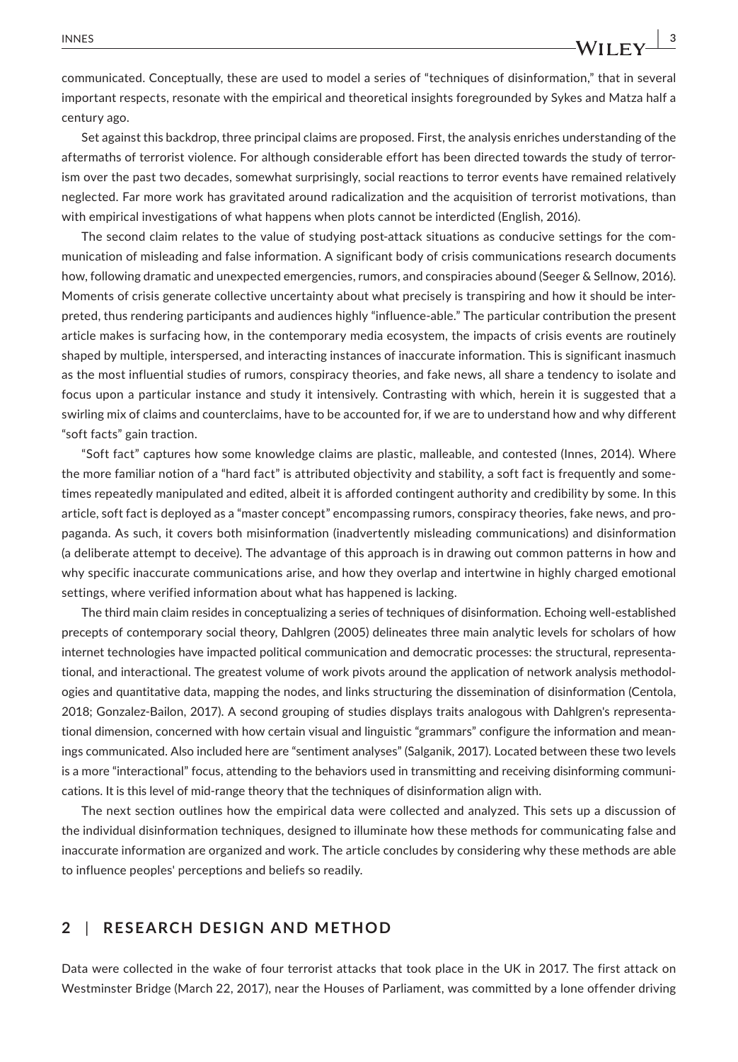communicated. Conceptually, these are used to model a series of "techniques of disinformation," that in several important respects, resonate with the empirical and theoretical insights foregrounded by Sykes and Matza half a century ago.

Set against this backdrop, three principal claims are proposed. First, the analysis enriches understanding of the aftermaths of terrorist violence. For although considerable effort has been directed towards the study of terrorism over the past two decades, somewhat surprisingly, social reactions to terror events have remained relatively neglected. Far more work has gravitated around radicalization and the acquisition of terrorist motivations, than with empirical investigations of what happens when plots cannot be interdicted (English, 2016).

The second claim relates to the value of studying post-attack situations as conducive settings for the communication of misleading and false information. A significant body of crisis communications research documents how, following dramatic and unexpected emergencies, rumors, and conspiracies abound (Seeger & Sellnow, 2016). Moments of crisis generate collective uncertainty about what precisely is transpiring and how it should be interpreted, thus rendering participants and audiences highly "influence-able." The particular contribution the present article makes is surfacing how, in the contemporary media ecosystem, the impacts of crisis events are routinely shaped by multiple, interspersed, and interacting instances of inaccurate information. This is significant inasmuch as the most influential studies of rumors, conspiracy theories, and fake news, all share a tendency to isolate and focus upon a particular instance and study it intensively. Contrasting with which, herein it is suggested that a swirling mix of claims and counterclaims, have to be accounted for, if we are to understand how and why different "soft facts" gain traction.

"Soft fact" captures how some knowledge claims are plastic, malleable, and contested (Innes, 2014). Where the more familiar notion of a "hard fact" is attributed objectivity and stability, a soft fact is frequently and sometimes repeatedly manipulated and edited, albeit it is afforded contingent authority and credibility by some. In this article, soft fact is deployed as a "master concept" encompassing rumors, conspiracy theories, fake news, and propaganda. As such, it covers both misinformation (inadvertently misleading communications) and disinformation (a deliberate attempt to deceive). The advantage of this approach is in drawing out common patterns in how and why specific inaccurate communications arise, and how they overlap and intertwine in highly charged emotional settings, where verified information about what has happened is lacking.

The third main claim resides in conceptualizing a series of techniques of disinformation. Echoing well-established precepts of contemporary social theory, Dahlgren (2005) delineates three main analytic levels for scholars of how internet technologies have impacted political communication and democratic processes: the structural, representational, and interactional. The greatest volume of work pivots around the application of network analysis methodologies and quantitative data, mapping the nodes, and links structuring the dissemination of disinformation (Centola, 2018; Gonzalez-Bailon, 2017). A second grouping of studies displays traits analogous with Dahlgren's representational dimension, concerned with how certain visual and linguistic "grammars" configure the information and meanings communicated. Also included here are "sentiment analyses" (Salganik, 2017). Located between these two levels is a more "interactional" focus, attending to the behaviors used in transmitting and receiving disinforming communications. It is this level of mid-range theory that the techniques of disinformation align with.

The next section outlines how the empirical data were collected and analyzed. This sets up a discussion of the individual disinformation techniques, designed to illuminate how these methods for communicating false and inaccurate information are organized and work. The article concludes by considering why these methods are able to influence peoples' perceptions and beliefs so readily.

## 2 | RESEARCH DESIGN AND METHOD

Data were collected in the wake of four terrorist attacks that took place in the UK in 2017. The first attack on Westminster Bridge (March 22, 2017), near the Houses of Parliament, was committed by a lone offender driving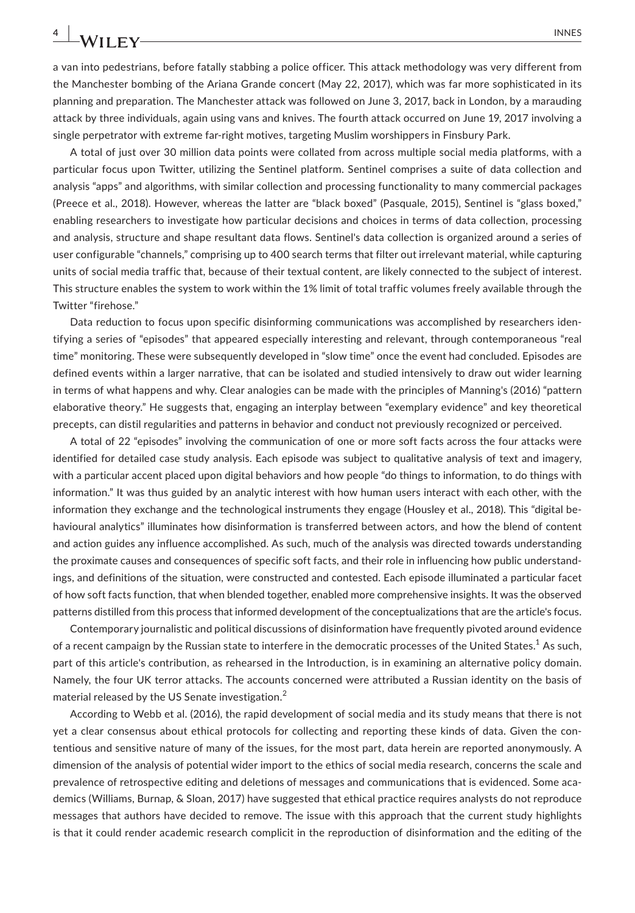a van into pedestrians, before fatally stabbing a police officer. This attack methodology was very different from the Manchester bombing of the Ariana Grande concert (May 22, 2017), which was far more sophisticated in its planning and preparation. The Manchester attack was followed on June 3, 2017, back in London, by a marauding attack by three individuals, again using vans and knives. The fourth attack occurred on June 19, 2017 involving a single perpetrator with extreme far-right motives, targeting Muslim worshippers in Finsbury Park.

A total of just over 30 million data points were collated from across multiple social media platforms, with a particular focus upon Twitter, utilizing the Sentinel platform. Sentinel comprises a suite of data collection and analysis "apps" and algorithms, with similar collection and processing functionality to many commercial packages (Preece et al., 2018). However, whereas the latter are "black boxed" (Pasquale, 2015), Sentinel is "glass boxed," enabling researchers to investigate how particular decisions and choices in terms of data collection, processing and analysis, structure and shape resultant data flows. Sentinel's data collection is organized around a series of user configurable "channels," comprising up to 400 search terms that filter out irrelevant material, while capturing units of social media traffic that, because of their textual content, are likely connected to the subject of interest. This structure enables the system to work within the 1% limit of total traffic volumes freely available through the Twitter "firehose."

Data reduction to focus upon specific disinforming communications was accomplished by researchers identifying a series of "episodes" that appeared especially interesting and relevant, through contemporaneous "real time" monitoring. These were subsequently developed in "slow time" once the event had concluded. Episodes are defined events within a larger narrative, that can be isolated and studied intensively to draw out wider learning in terms of what happens and why. Clear analogies can be made with the principles of Manning's (2016) "pattern elaborative theory." He suggests that, engaging an interplay between "exemplary evidence" and key theoretical precepts, can distil regularities and patterns in behavior and conduct not previously recognized or perceived.

A total of 22 "episodes" involving the communication of one or more soft facts across the four attacks were identified for detailed case study analysis. Each episode was subject to qualitative analysis of text and imagery, with a particular accent placed upon digital behaviors and how people "do things to information, to do things with information." It was thus guided by an analytic interest with how human users interact with each other, with the information they exchange and the technological instruments they engage (Housley et al., 2018). This "digital behavioural analytics" illuminates how disinformation is transferred between actors, and how the blend of content and action guides any influence accomplished. As such, much of the analysis was directed towards understanding the proximate causes and consequences of specific soft facts, and their role in influencing how public understandings, and definitions of the situation, were constructed and contested. Each episode illuminated a particular facet of how soft facts function, that when blended together, enabled more comprehensive insights. It was the observed patterns distilled from this process that informed development of the conceptualizations that are the article's focus.

Contemporary journalistic and political discussions of disinformation have frequently pivoted around evidence of a recent campaign by the Russian state to interfere in the democratic processes of the United States.[1] As such, part of this article's contribution, as rehearsed in the Introduction, is in examining an alternative policy domain. Namely, the four UK terror attacks. The accounts concerned were attributed a Russian identity on the basis of material released by the US Senate investigation.[2]

According to Webb et al. (2016), the rapid development of social media and its study means that there is not yet a clear consensus about ethical protocols for collecting and reporting these kinds of data. Given the contentious and sensitive nature of many of the issues, for the most part, data herein are reported anonymously. A dimension of the analysis of potential wider import to the ethics of social media research, concerns the scale and prevalence of retrospective editing and deletions of messages and communications that is evidenced. Some academics (Williams, Burnap, & Sloan, 2017) have suggested that ethical practice requires analysts do not reproduce messages that authors have decided to remove. The issue with this approach that the current study highlights is that it could render academic research complicit in the reproduction of disinformation and the editing of the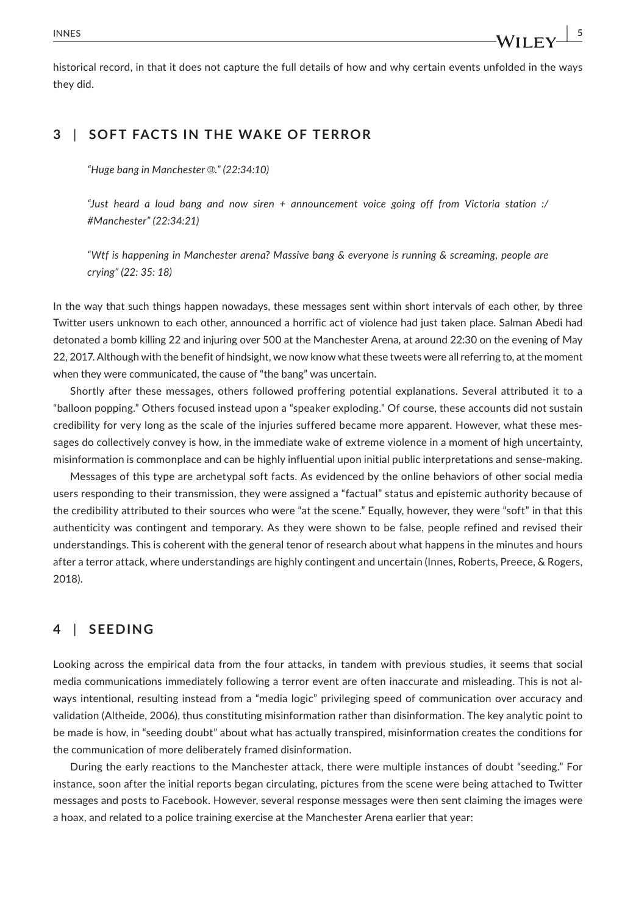historical record, in that it does not capture the full details of how and why certain events unfolded in the ways they did.

## 3 | SOFT FACTS IN THE WAKE OF TERROR

> *"Huge bang in Manchester ☹." (22:34:10)*
>
> *"Just heard a loud bang and now siren + announcement voice going off from Victoria station :/ #Manchester" (22:34:21)*
>
> *"Wtf is happening in Manchester arena? Massive bang & everyone is running & screaming, people are crying" (22: 35: 18)*

In the way that such things happen nowadays, these messages sent within short intervals of each other, by three Twitter users unknown to each other, announced a horrific act of violence had just taken place. Salman Abedi had detonated a bomb killing 22 and injuring over 500 at the Manchester Arena, at around 22:30 on the evening of May 22, 2017. Although with the benefit of hindsight, we now know what these tweets were all referring to, at the moment when they were communicated, the cause of "the bang" was uncertain.

Shortly after these messages, others followed proffering potential explanations. Several attributed it to a "balloon popping." Others focused instead upon a "speaker exploding." Of course, these accounts did not sustain credibility for very long as the scale of the injuries suffered became more apparent. However, what these messages do collectively convey is how, in the immediate wake of extreme violence in a moment of high uncertainty, misinformation is commonplace and can be highly influential upon initial public interpretations and sense-making.

Messages of this type are archetypal soft facts. As evidenced by the online behaviors of other social media users responding to their transmission, they were assigned a "factual" status and epistemic authority because of the credibility attributed to their sources who were "at the scene." Equally, however, they were "soft" in that this authenticity was contingent and temporary. As they were shown to be false, people refined and revised their understandings. This is coherent with the general tenor of research about what happens in the minutes and hours after a terror attack, where understandings are highly contingent and uncertain (Innes, Roberts, Preece, & Rogers, 2018).

## 4 | SEEDING

Looking across the empirical data from the four attacks, in tandem with previous studies, it seems that social media communications immediately following a terror event are often inaccurate and misleading. This is not always intentional, resulting instead from a "media logic" privileging speed of communication over accuracy and validation (Altheide, 2006), thus constituting misinformation rather than disinformation. The key analytic point to be made is how, in "seeding doubt" about what has actually transpired, misinformation creates the conditions for the communication of more deliberately framed disinformation.

During the early reactions to the Manchester attack, there were multiple instances of doubt "seeding." For instance, soon after the initial reports began circulating, pictures from the scene were being attached to Twitter messages and posts to Facebook. However, several response messages were then sent claiming the images were a hoax, and related to a police training exercise at the Manchester Arena earlier that year: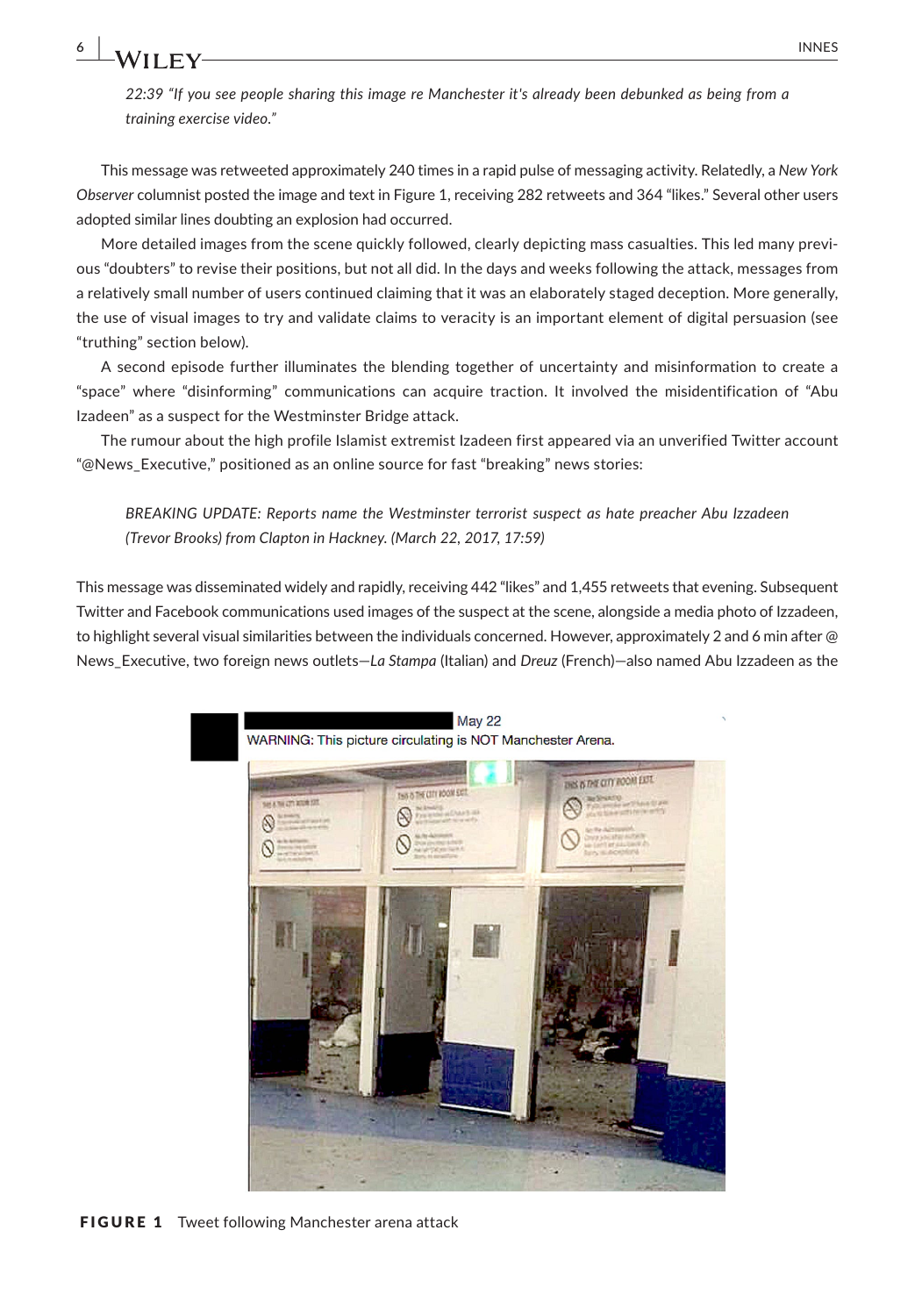*22:39 "If you see people sharing this image re Manchester it's already been debunked as being from a training exercise video."*

This message was retweeted approximately 240 times in a rapid pulse of messaging activity. Relatedly, a *New York Observer* columnist posted the image and text in Figure 1, receiving 282 retweets and 364 "likes." Several other users adopted similar lines doubting an explosion had occurred.

More detailed images from the scene quickly followed, clearly depicting mass casualties. This led many previous "doubters" to revise their positions, but not all did. In the days and weeks following the attack, messages from a relatively small number of users continued claiming that it was an elaborately staged deception. More generally, the use of visual images to try and validate claims to veracity is an important element of digital persuasion (see "truthing" section below).

A second episode further illuminates the blending together of uncertainty and misinformation to create a "space" where "disinforming" communications can acquire traction. It involved the misidentification of "Abu Izadeen" as a suspect for the Westminster Bridge attack.

The rumour about the high profile Islamist extremist Izadeen first appeared via an unverified Twitter account "@News_Executive," positioned as an online source for fast "breaking" news stories:

*BREAKING UPDATE: Reports name the Westminster terrorist suspect as hate preacher Abu Izzadeen (Trevor Brooks) from Clapton in Hackney. (March 22, 2017, 17:59)*

This message was disseminated widely and rapidly, receiving 442 "likes" and 1,455 retweets that evening. Subsequent Twitter and Facebook communications used images of the suspect at the scene, alongside a media photo of Izzadeen, to highlight several visual similarities between the individuals concerned. However, approximately 2 and 6 min after @ News_Executive, two foreign news outlets—*La Stampa* (Italian) and *Dreuz* (French)—also named Abu Izzadeen as the

May 22
WARNING: This picture circulating is NOT Manchester Arena.

**FIGURE 1** Tweet following Manchester arena attack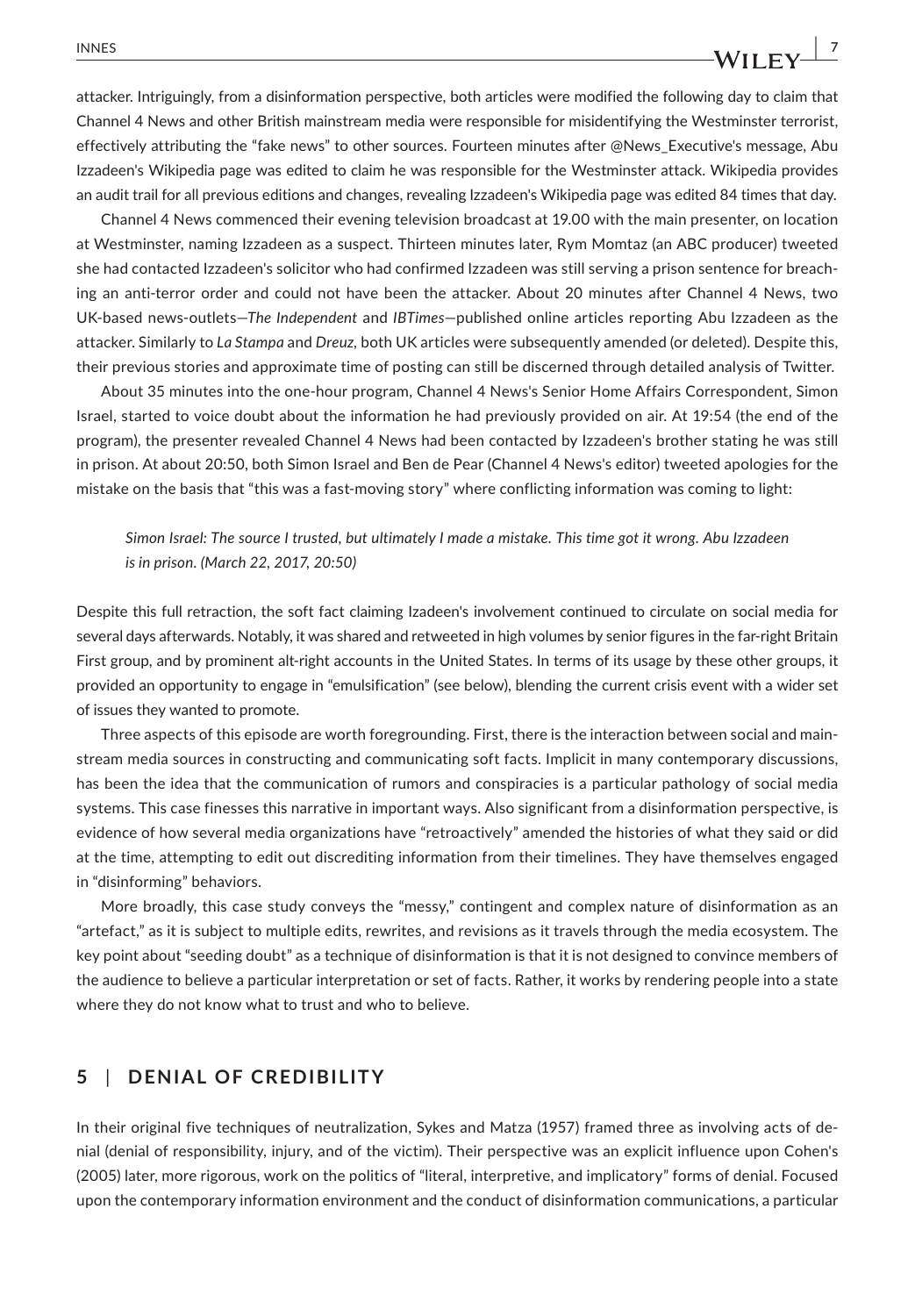attacker. Intriguingly, from a disinformation perspective, both articles were modified the following day to claim that Channel 4 News and other British mainstream media were responsible for misidentifying the Westminster terrorist, effectively attributing the "fake news" to other sources. Fourteen minutes after @News_Executive's message, Abu Izzadeen's Wikipedia page was edited to claim he was responsible for the Westminster attack. Wikipedia provides an audit trail for all previous editions and changes, revealing Izzadeen's Wikipedia page was edited 84 times that day.

Channel 4 News commenced their evening television broadcast at 19.00 with the main presenter, on location at Westminster, naming Izzadeen as a suspect. Thirteen minutes later, Rym Momtaz (an ABC producer) tweeted she had contacted Izzadeen's solicitor who had confirmed Izzadeen was still serving a prison sentence for breaching an anti-terror order and could not have been the attacker. About 20 minutes after Channel 4 News, two UK-based news-outlets—*The Independent* and *IBTimes*—published online articles reporting Abu Izzadeen as the attacker. Similarly to *La Stampa* and *Dreuz*, both UK articles were subsequently amended (or deleted). Despite this, their previous stories and approximate time of posting can still be discerned through detailed analysis of Twitter.

About 35 minutes into the one-hour program, Channel 4 News's Senior Home Affairs Correspondent, Simon Israel, started to voice doubt about the information he had previously provided on air. At 19:54 (the end of the program), the presenter revealed Channel 4 News had been contacted by Izzadeen's brother stating he was still in prison. At about 20:50, both Simon Israel and Ben de Pear (Channel 4 News's editor) tweeted apologies for the mistake on the basis that "this was a fast-moving story" where conflicting information was coming to light:

> *Simon Israel: The source I trusted, but ultimately I made a mistake. This time got it wrong. Abu Izzadeen is in prison. (March 22, 2017, 20:50)*

Despite this full retraction, the soft fact claiming Izadeen's involvement continued to circulate on social media for several days afterwards. Notably, it was shared and retweeted in high volumes by senior figures in the far-right Britain First group, and by prominent alt-right accounts in the United States. In terms of its usage by these other groups, it provided an opportunity to engage in "emulsification" (see below), blending the current crisis event with a wider set of issues they wanted to promote.

Three aspects of this episode are worth foregrounding. First, there is the interaction between social and mainstream media sources in constructing and communicating soft facts. Implicit in many contemporary discussions, has been the idea that the communication of rumors and conspiracies is a particular pathology of social media systems. This case finesses this narrative in important ways. Also significant from a disinformation perspective, is evidence of how several media organizations have "retroactively" amended the histories of what they said or did at the time, attempting to edit out discrediting information from their timelines. They have themselves engaged in "disinforming" behaviors.

More broadly, this case study conveys the "messy," contingent and complex nature of disinformation as an "artefact," as it is subject to multiple edits, rewrites, and revisions as it travels through the media ecosystem. The key point about "seeding doubt" as a technique of disinformation is that it is not designed to convince members of the audience to believe a particular interpretation or set of facts. Rather, it works by rendering people into a state where they do not know what to trust and who to believe.

## 5 | DENIAL OF CREDIBILITY

In their original five techniques of neutralization, Sykes and Matza (1957) framed three as involving acts of denial (denial of responsibility, injury, and of the victim). Their perspective was an explicit influence upon Cohen's (2005) later, more rigorous, work on the politics of "literal, interpretive, and implicatory" forms of denial. Focused upon the contemporary information environment and the conduct of disinformation communications, a particular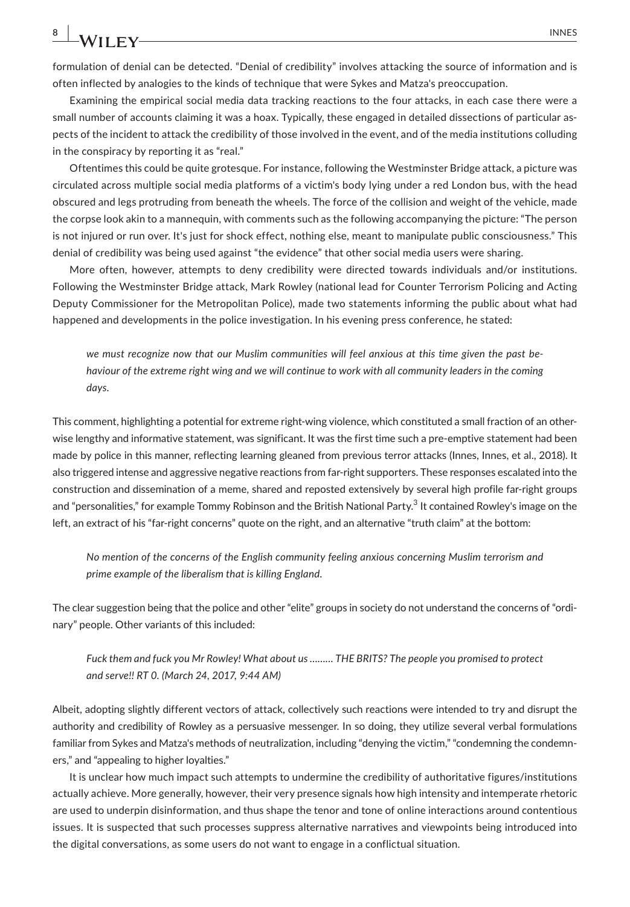formulation of denial can be detected. "Denial of credibility" involves attacking the source of information and is often inflected by analogies to the kinds of technique that were Sykes and Matza's preoccupation.

Examining the empirical social media data tracking reactions to the four attacks, in each case there were a small number of accounts claiming it was a hoax. Typically, these engaged in detailed dissections of particular aspects of the incident to attack the credibility of those involved in the event, and of the media institutions colluding in the conspiracy by reporting it as "real."

Oftentimes this could be quite grotesque. For instance, following the Westminster Bridge attack, a picture was circulated across multiple social media platforms of a victim's body lying under a red London bus, with the head obscured and legs protruding from beneath the wheels. The force of the collision and weight of the vehicle, made the corpse look akin to a mannequin, with comments such as the following accompanying the picture: "The person is not injured or run over. It's just for shock effect, nothing else, meant to manipulate public consciousness." This denial of credibility was being used against "the evidence" that other social media users were sharing.

More often, however, attempts to deny credibility were directed towards individuals and/or institutions. Following the Westminster Bridge attack, Mark Rowley (national lead for Counter Terrorism Policing and Acting Deputy Commissioner for the Metropolitan Police), made two statements informing the public about what had happened and developments in the police investigation. In his evening press conference, he stated:

> *we must recognize now that our Muslim communities will feel anxious at this time given the past behaviour of the extreme right wing and we will continue to work with all community leaders in the coming days.*

This comment, highlighting a potential for extreme right-wing violence, which constituted a small fraction of an otherwise lengthy and informative statement, was significant. It was the first time such a pre-emptive statement had been made by police in this manner, reflecting learning gleaned from previous terror attacks (Innes, Innes, et al., 2018). It also triggered intense and aggressive negative reactions from far-right supporters. These responses escalated into the construction and dissemination of a meme, shared and reposted extensively by several high profile far-right groups and "personalities," for example Tommy Robinson and the British National Party.[3] It contained Rowley's image on the left, an extract of his "far-right concerns" quote on the right, and an alternative "truth claim" at the bottom:

> *No mention of the concerns of the English community feeling anxious concerning Muslim terrorism and prime example of the liberalism that is killing England.*

The clear suggestion being that the police and other "elite" groups in society do not understand the concerns of "ordinary" people. Other variants of this included:

> *Fuck them and fuck you Mr Rowley! What about us ......... THE BRITS? The people you promised to protect and serve!! RT 0. (March 24, 2017, 9:44 AM)*

Albeit, adopting slightly different vectors of attack, collectively such reactions were intended to try and disrupt the authority and credibility of Rowley as a persuasive messenger. In so doing, they utilize several verbal formulations familiar from Sykes and Matza's methods of neutralization, including "denying the victim," "condemning the condemners," and "appealing to higher loyalties."

It is unclear how much impact such attempts to undermine the credibility of authoritative figures/institutions actually achieve. More generally, however, their very presence signals how high intensity and intemperate rhetoric are used to underpin disinformation, and thus shape the tenor and tone of online interactions around contentious issues. It is suspected that such processes suppress alternative narratives and viewpoints being introduced into the digital conversations, as some users do not want to engage in a conflictual situation.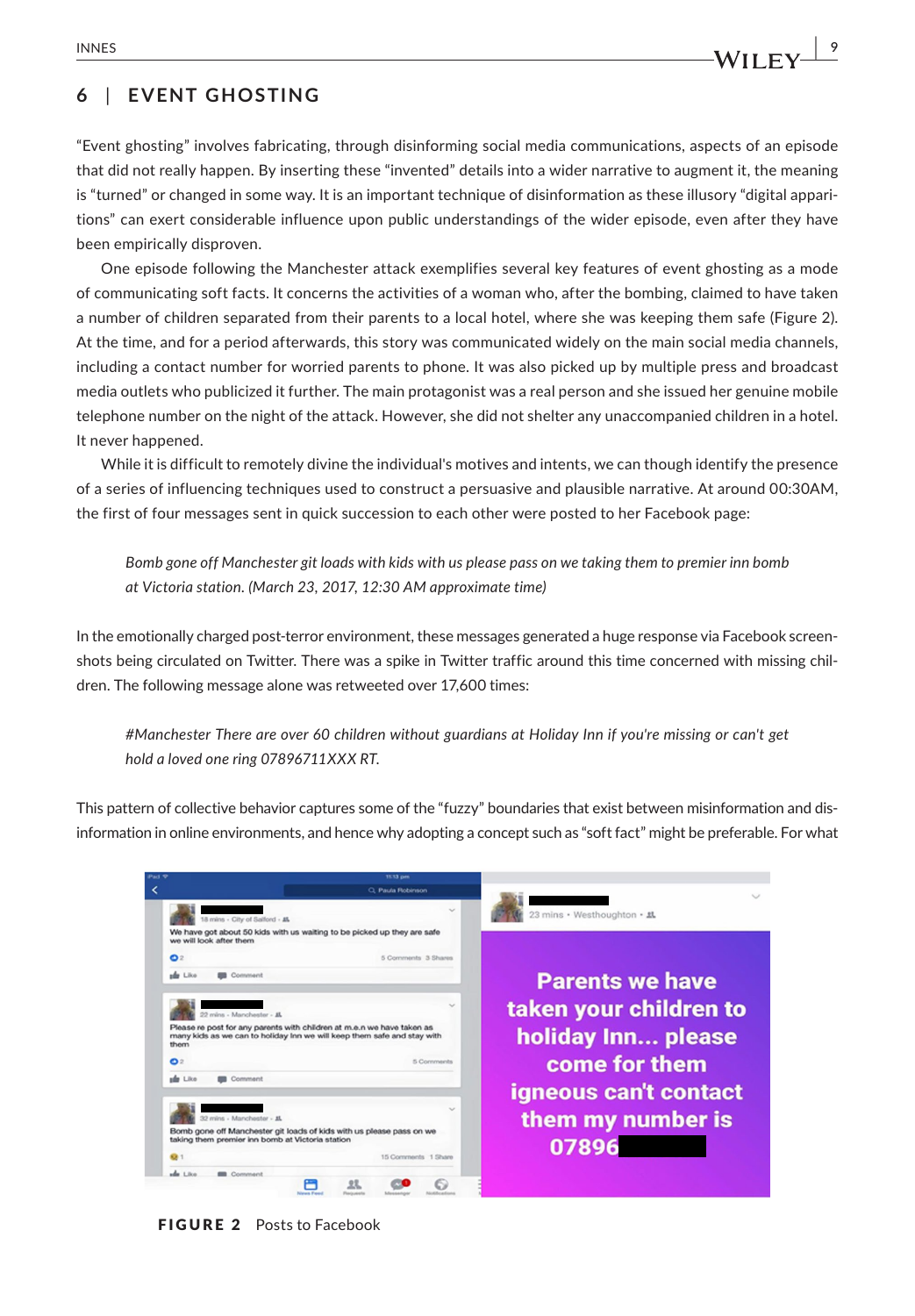## 6 | EVENT GHOSTING

"Event ghosting" involves fabricating, through disinforming social media communications, aspects of an episode that did not really happen. By inserting these "invented" details into a wider narrative to augment it, the meaning is "turned" or changed in some way. It is an important technique of disinformation as these illusory "digital apparitions" can exert considerable influence upon public understandings of the wider episode, even after they have been empirically disproven.

One episode following the Manchester attack exemplifies several key features of event ghosting as a mode of communicating soft facts. It concerns the activities of a woman who, after the bombing, claimed to have taken a number of children separated from their parents to a local hotel, where she was keeping them safe (Figure 2). At the time, and for a period afterwards, this story was communicated widely on the main social media channels, including a contact number for worried parents to phone. It was also picked up by multiple press and broadcast media outlets who publicized it further. The main protagonist was a real person and she issued her genuine mobile telephone number on the night of the attack. However, she did not shelter any unaccompanied children in a hotel. It never happened.

While it is difficult to remotely divine the individual's motives and intents, we can though identify the presence of a series of influencing techniques used to construct a persuasive and plausible narrative. At around 00:30AM, the first of four messages sent in quick succession to each other were posted to her Facebook page:

> *Bomb gone off Manchester git loads with kids with us please pass on we taking them to premier inn bomb at Victoria station. (March 23, 2017, 12:30 AM approximate time)*

In the emotionally charged post-terror environment, these messages generated a huge response via Facebook screenshots being circulated on Twitter. There was a spike in Twitter traffic around this time concerned with missing children. The following message alone was retweeted over 17,600 times:

> *#Manchester There are over 60 children without guardians at Holiday Inn if you're missing or can't get hold a loved one ring 07896711XXX RT.*

This pattern of collective behavior captures some of the "fuzzy" boundaries that exist between misinformation and disinformation in online environments, and hence why adopting a concept such as "soft fact" might be preferable. For what

**FIGURE 2** Posts to Facebook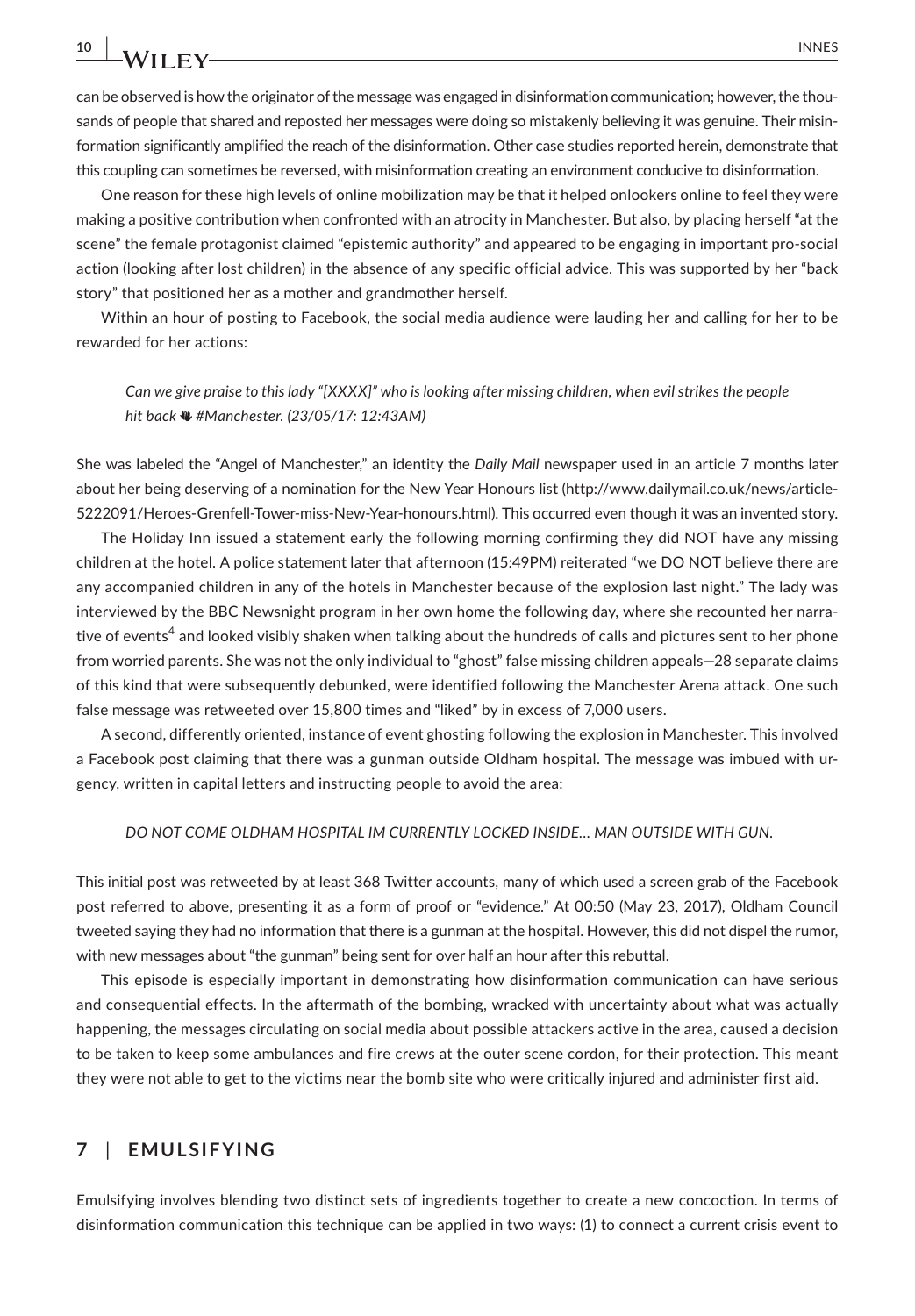can be observed is how the originator of the message was engaged in disinformation communication; however, the thousands of people that shared and reposted her messages were doing so mistakenly believing it was genuine. Their misinformation significantly amplified the reach of the disinformation. Other case studies reported herein, demonstrate that this coupling can sometimes be reversed, with misinformation creating an environment conducive to disinformation.

One reason for these high levels of online mobilization may be that it helped onlookers online to feel they were making a positive contribution when confronted with an atrocity in Manchester. But also, by placing herself "at the scene" the female protagonist claimed "epistemic authority" and appeared to be engaging in important pro-social action (looking after lost children) in the absence of any specific official advice. This was supported by her "back story" that positioned her as a mother and grandmother herself.

Within an hour of posting to Facebook, the social media audience were lauding her and calling for her to be rewarded for her actions:

> *Can we give praise to this lady "[XXXX]" who is looking after missing children, when evil strikes the people hit back ✊ #Manchester. (23/05/17: 12:43AM)*

She was labeled the "Angel of Manchester," an identity the *Daily Mail* newspaper used in an article 7 months later about her being deserving of a nomination for the New Year Honours list (http://www.dailymail.co.uk/news/article-5222091/Heroes-Grenfell-Tower-miss-New-Year-honours.html). This occurred even though it was an invented story.

The Holiday Inn issued a statement early the following morning confirming they did NOT have any missing children at the hotel. A police statement later that afternoon (15:49PM) reiterated "we DO NOT believe there are any accompanied children in any of the hotels in Manchester because of the explosion last night." The lady was interviewed by the BBC Newsnight program in her own home the following day, where she recounted her narrative of events[4] and looked visibly shaken when talking about the hundreds of calls and pictures sent to her phone from worried parents. She was not the only individual to "ghost" false missing children appeals—28 separate claims of this kind that were subsequently debunked, were identified following the Manchester Arena attack. One such false message was retweeted over 15,800 times and "liked" by in excess of 7,000 users.

A second, differently oriented, instance of event ghosting following the explosion in Manchester. This involved a Facebook post claiming that there was a gunman outside Oldham hospital. The message was imbued with urgency, written in capital letters and instructing people to avoid the area:

> *DO NOT COME OLDHAM HOSPITAL IM CURRENTLY LOCKED INSIDE… MAN OUTSIDE WITH GUN.*

This initial post was retweeted by at least 368 Twitter accounts, many of which used a screen grab of the Facebook post referred to above, presenting it as a form of proof or "evidence." At 00:50 (May 23, 2017), Oldham Council tweeted saying they had no information that there is a gunman at the hospital. However, this did not dispel the rumor, with new messages about "the gunman" being sent for over half an hour after this rebuttal.

This episode is especially important in demonstrating how disinformation communication can have serious and consequential effects. In the aftermath of the bombing, wracked with uncertainty about what was actually happening, the messages circulating on social media about possible attackers active in the area, caused a decision to be taken to keep some ambulances and fire crews at the outer scene cordon, for their protection. This meant they were not able to get to the victims near the bomb site who were critically injured and administer first aid.

## 7 | EMULSIFYING

Emulsifying involves blending two distinct sets of ingredients together to create a new concoction. In terms of disinformation communication this technique can be applied in two ways: (1) to connect a current crisis event to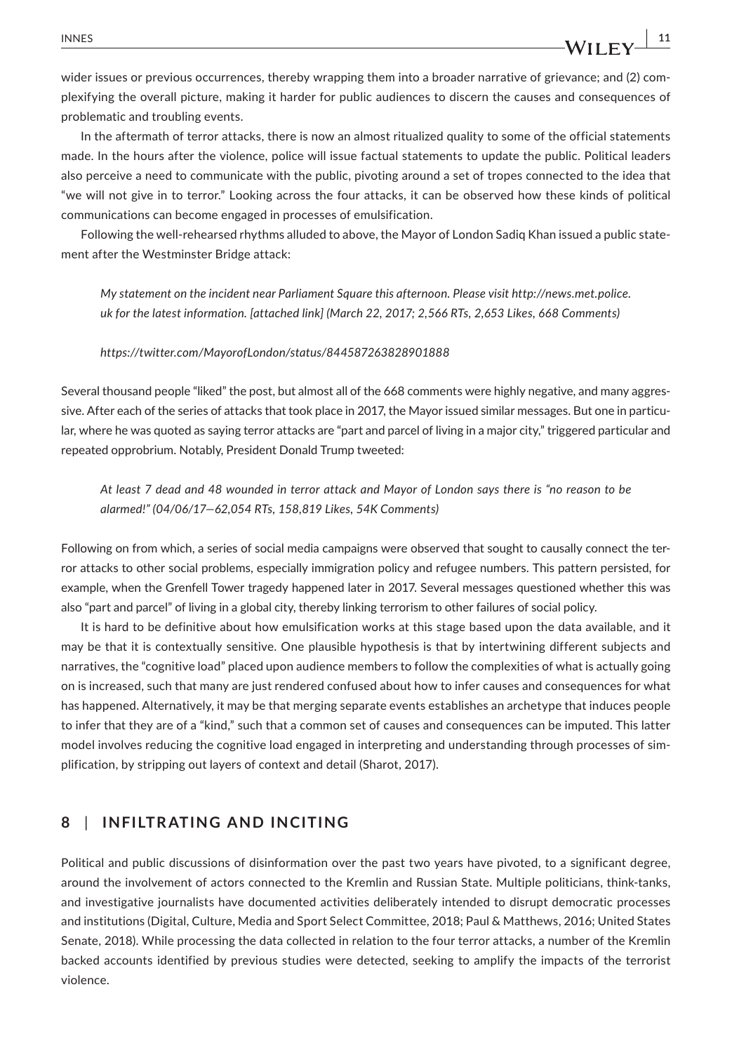wider issues or previous occurrences, thereby wrapping them into a broader narrative of grievance; and (2) complexifying the overall picture, making it harder for public audiences to discern the causes and consequences of problematic and troubling events.

In the aftermath of terror attacks, there is now an almost ritualized quality to some of the official statements made. In the hours after the violence, police will issue factual statements to update the public. Political leaders also perceive a need to communicate with the public, pivoting around a set of tropes connected to the idea that "we will not give in to terror." Looking across the four attacks, it can be observed how these kinds of political communications can become engaged in processes of emulsification.

Following the well-rehearsed rhythms alluded to above, the Mayor of London Sadiq Khan issued a public statement after the Westminster Bridge attack:

> *My statement on the incident near Parliament Square this afternoon. Please visit http://news.met.police.uk for the latest information. [attached link] (March 22, 2017; 2,566 RTs, 2,653 Likes, 668 Comments)*
>
> *https://twitter.com/MayorofLondon/status/844587263828901888*

Several thousand people "liked" the post, but almost all of the 668 comments were highly negative, and many aggressive. After each of the series of attacks that took place in 2017, the Mayor issued similar messages. But one in particular, where he was quoted as saying terror attacks are "part and parcel of living in a major city," triggered particular and repeated opprobrium. Notably, President Donald Trump tweeted:

> *At least 7 dead and 48 wounded in terror attack and Mayor of London says there is "no reason to be alarmed!" (04/06/17—62,054 RTs, 158,819 Likes, 54K Comments)*

Following on from which, a series of social media campaigns were observed that sought to causally connect the terror attacks to other social problems, especially immigration policy and refugee numbers. This pattern persisted, for example, when the Grenfell Tower tragedy happened later in 2017. Several messages questioned whether this was also "part and parcel" of living in a global city, thereby linking terrorism to other failures of social policy.

It is hard to be definitive about how emulsification works at this stage based upon the data available, and it may be that it is contextually sensitive. One plausible hypothesis is that by intertwining different subjects and narratives, the "cognitive load" placed upon audience members to follow the complexities of what is actually going on is increased, such that many are just rendered confused about how to infer causes and consequences for what has happened. Alternatively, it may be that merging separate events establishes an archetype that induces people to infer that they are of a "kind," such that a common set of causes and consequences can be imputed. This latter model involves reducing the cognitive load engaged in interpreting and understanding through processes of simplification, by stripping out layers of context and detail (Sharot, 2017).

## 8 | INFILTRATING AND INCITING

Political and public discussions of disinformation over the past two years have pivoted, to a significant degree, around the involvement of actors connected to the Kremlin and Russian State. Multiple politicians, think-tanks, and investigative journalists have documented activities deliberately intended to disrupt democratic processes and institutions (Digital, Culture, Media and Sport Select Committee, 2018; Paul & Matthews, 2016; United States Senate, 2018). While processing the data collected in relation to the four terror attacks, a number of the Kremlin backed accounts identified by previous studies were detected, seeking to amplify the impacts of the terrorist violence.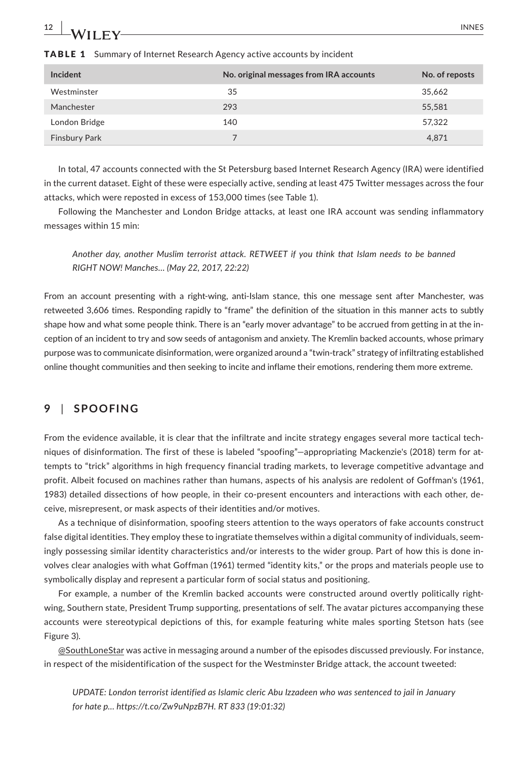**TABLE 1** Summary of Internet Research Agency active accounts by incident

| Incident | No. original messages from IRA accounts | No. of reposts |
|---|---|---|
| Westminster | 35 | 35,662 |
| Manchester | 293 | 55,581 |
| London Bridge | 140 | 57,322 |
| Finsbury Park | 7 | 4,871 |

In total, 47 accounts connected with the St Petersburg based Internet Research Agency (IRA) were identified in the current dataset. Eight of these were especially active, sending at least 475 Twitter messages across the four attacks, which were reposted in excess of 153,000 times (see Table 1).

Following the Manchester and London Bridge attacks, at least one IRA account was sending inflammatory messages within 15 min:

> *Another day, another Muslim terrorist attack. RETWEET if you think that Islam needs to be banned RIGHT NOW! Manches… (May 22, 2017, 22:22)*

From an account presenting with a right-wing, anti-Islam stance, this one message sent after Manchester, was retweeted 3,606 times. Responding rapidly to "frame" the definition of the situation in this manner acts to subtly shape how and what some people think. There is an "early mover advantage" to be accrued from getting in at the inception of an incident to try and sow seeds of antagonism and anxiety. The Kremlin backed accounts, whose primary purpose was to communicate disinformation, were organized around a "twin-track" strategy of infiltrating established online thought communities and then seeking to incite and inflame their emotions, rendering them more extreme.

## 9 | SPOOFING

From the evidence available, it is clear that the infiltrate and incite strategy engages several more tactical techniques of disinformation. The first of these is labeled "spoofing"—appropriating Mackenzie's (2018) term for attempts to "trick" algorithms in high frequency financial trading markets, to leverage competitive advantage and profit. Albeit focused on machines rather than humans, aspects of his analysis are redolent of Goffman's (1961, 1983) detailed dissections of how people, in their co-present encounters and interactions with each other, deceive, misrepresent, or mask aspects of their identities and/or motives.

As a technique of disinformation, spoofing steers attention to the ways operators of fake accounts construct false digital identities. They employ these to ingratiate themselves within a digital community of individuals, seemingly possessing similar identity characteristics and/or interests to the wider group. Part of how this is done involves clear analogies with what Goffman (1961) termed "identity kits," or the props and materials people use to symbolically display and represent a particular form of social status and positioning.

For example, a number of the Kremlin backed accounts were constructed around overtly politically right-wing, Southern state, President Trump supporting, presentations of self. The avatar pictures accompanying these accounts were stereotypical depictions of this, for example featuring white males sporting Stetson hats (see Figure 3).

@SouthLoneStar was active in messaging around a number of the episodes discussed previously. For instance, in respect of the misidentification of the suspect for the Westminster Bridge attack, the account tweeted:

> *UPDATE: London terrorist identified as Islamic cleric Abu Izzadeen who was sentenced to jail in January for hate p… https://t.co/Zw9uNpzB7H. RT 833 (19:01:32)*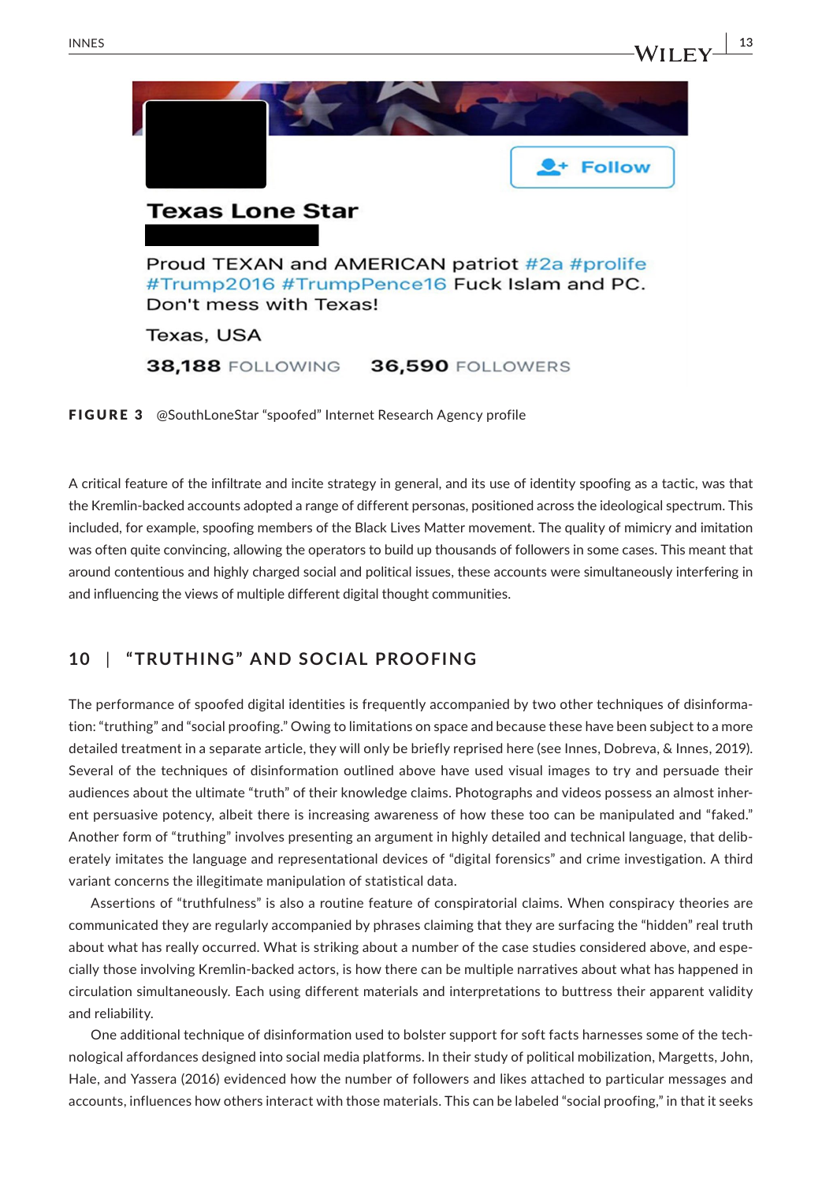**FIGURE 3** @SouthLoneStar "spoofed" Internet Research Agency profile

A critical feature of the infiltrate and incite strategy in general, and its use of identity spoofing as a tactic, was that the Kremlin-backed accounts adopted a range of different personas, positioned across the ideological spectrum. This included, for example, spoofing members of the Black Lives Matter movement. The quality of mimicry and imitation was often quite convincing, allowing the operators to build up thousands of followers in some cases. This meant that around contentious and highly charged social and political issues, these accounts were simultaneously interfering in and influencing the views of multiple different digital thought communities.

## 10 | "TRUTHING" AND SOCIAL PROOFING

The performance of spoofed digital identities is frequently accompanied by two other techniques of disinformation: "truthing" and "social proofing." Owing to limitations on space and because these have been subject to a more detailed treatment in a separate article, they will only be briefly reprised here (see Innes, Dobreva, & Innes, 2019). Several of the techniques of disinformation outlined above have used visual images to try and persuade their audiences about the ultimate "truth" of their knowledge claims. Photographs and videos possess an almost inherent persuasive potency, albeit there is increasing awareness of how these too can be manipulated and "faked." Another form of "truthing" involves presenting an argument in highly detailed and technical language, that deliberately imitates the language and representational devices of "digital forensics" and crime investigation. A third variant concerns the illegitimate manipulation of statistical data.

Assertions of "truthfulness" is also a routine feature of conspiratorial claims. When conspiracy theories are communicated they are regularly accompanied by phrases claiming that they are surfacing the "hidden" real truth about what has really occurred. What is striking about a number of the case studies considered above, and especially those involving Kremlin-backed actors, is how there can be multiple narratives about what has happened in circulation simultaneously. Each using different materials and interpretations to buttress their apparent validity and reliability.

One additional technique of disinformation used to bolster support for soft facts harnesses some of the technological affordances designed into social media platforms. In their study of political mobilization, Margetts, John, Hale, and Yassera (2016) evidenced how the number of followers and likes attached to particular messages and accounts, influences how others interact with those materials. This can be labeled "social proofing," in that it seeks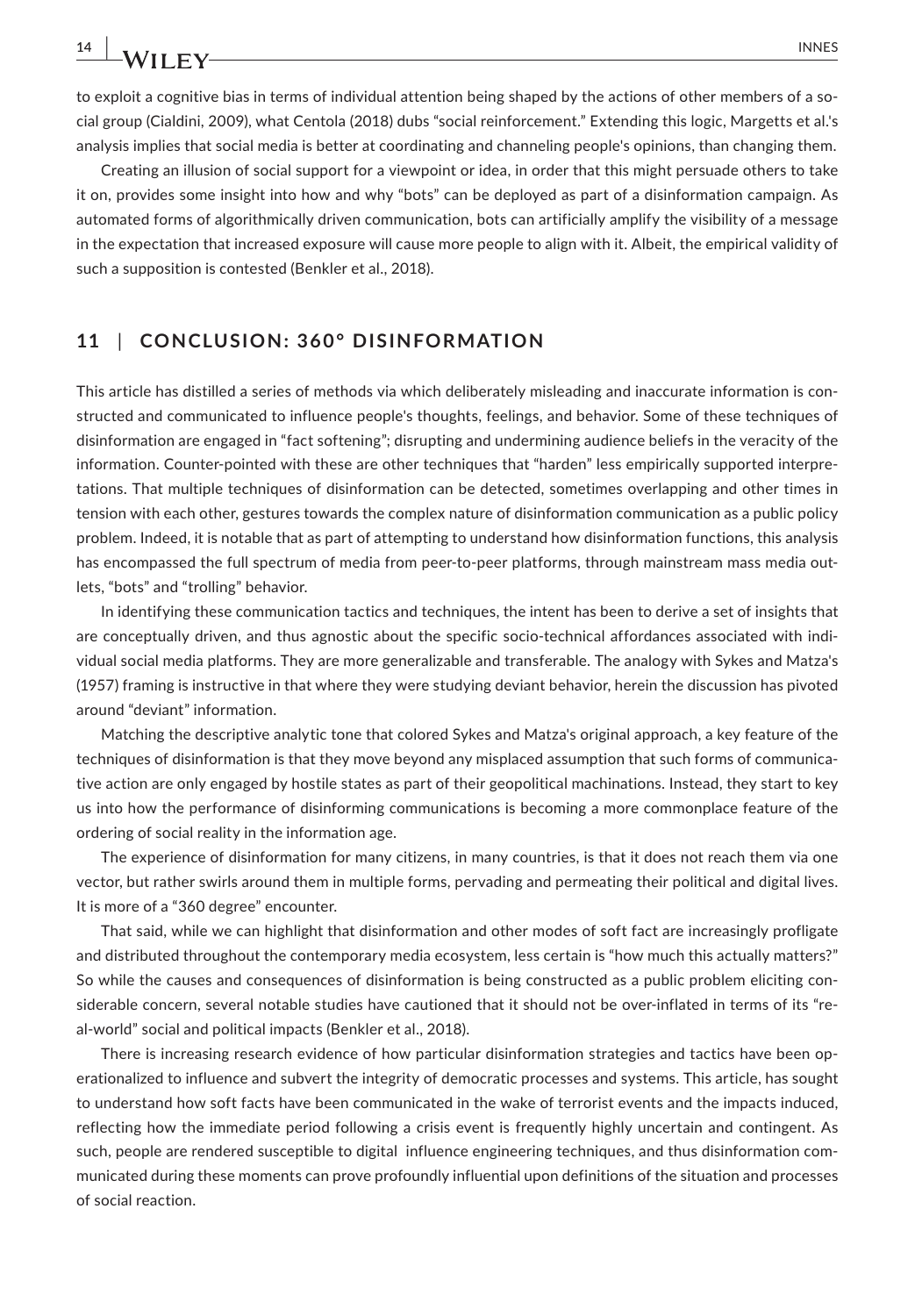to exploit a cognitive bias in terms of individual attention being shaped by the actions of other members of a social group (Cialdini, 2009), what Centola (2018) dubs "social reinforcement." Extending this logic, Margetts et al.'s analysis implies that social media is better at coordinating and channeling people's opinions, than changing them.

Creating an illusion of social support for a viewpoint or idea, in order that this might persuade others to take it on, provides some insight into how and why "bots" can be deployed as part of a disinformation campaign. As automated forms of algorithmically driven communication, bots can artificially amplify the visibility of a message in the expectation that increased exposure will cause more people to align with it. Albeit, the empirical validity of such a supposition is contested (Benkler et al., 2018).

## 11 | CONCLUSION: 360° DISINFORMATION

This article has distilled a series of methods via which deliberately misleading and inaccurate information is constructed and communicated to influence people's thoughts, feelings, and behavior. Some of these techniques of disinformation are engaged in "fact softening"; disrupting and undermining audience beliefs in the veracity of the information. Counter-pointed with these are other techniques that "harden" less empirically supported interpretations. That multiple techniques of disinformation can be detected, sometimes overlapping and other times in tension with each other, gestures towards the complex nature of disinformation communication as a public policy problem. Indeed, it is notable that as part of attempting to understand how disinformation functions, this analysis has encompassed the full spectrum of media from peer-to-peer platforms, through mainstream mass media outlets, "bots" and "trolling" behavior.

In identifying these communication tactics and techniques, the intent has been to derive a set of insights that are conceptually driven, and thus agnostic about the specific socio-technical affordances associated with individual social media platforms. They are more generalizable and transferable. The analogy with Sykes and Matza's (1957) framing is instructive in that where they were studying deviant behavior, herein the discussion has pivoted around "deviant" information.

Matching the descriptive analytic tone that colored Sykes and Matza's original approach, a key feature of the techniques of disinformation is that they move beyond any misplaced assumption that such forms of communicative action are only engaged by hostile states as part of their geopolitical machinations. Instead, they start to key us into how the performance of disinforming communications is becoming a more commonplace feature of the ordering of social reality in the information age.

The experience of disinformation for many citizens, in many countries, is that it does not reach them via one vector, but rather swirls around them in multiple forms, pervading and permeating their political and digital lives. It is more of a "360 degree" encounter.

That said, while we can highlight that disinformation and other modes of soft fact are increasingly profligate and distributed throughout the contemporary media ecosystem, less certain is "how much this actually matters?" So while the causes and consequences of disinformation is being constructed as a public problem eliciting considerable concern, several notable studies have cautioned that it should not be over-inflated in terms of its "real-world" social and political impacts (Benkler et al., 2018).

There is increasing research evidence of how particular disinformation strategies and tactics have been operationalized to influence and subvert the integrity of democratic processes and systems. This article, has sought to understand how soft facts have been communicated in the wake of terrorist events and the impacts induced, reflecting how the immediate period following a crisis event is frequently highly uncertain and contingent. As such, people are rendered susceptible to digital influence engineering techniques, and thus disinformation communicated during these moments can prove profoundly influential upon definitions of the situation and processes of social reaction.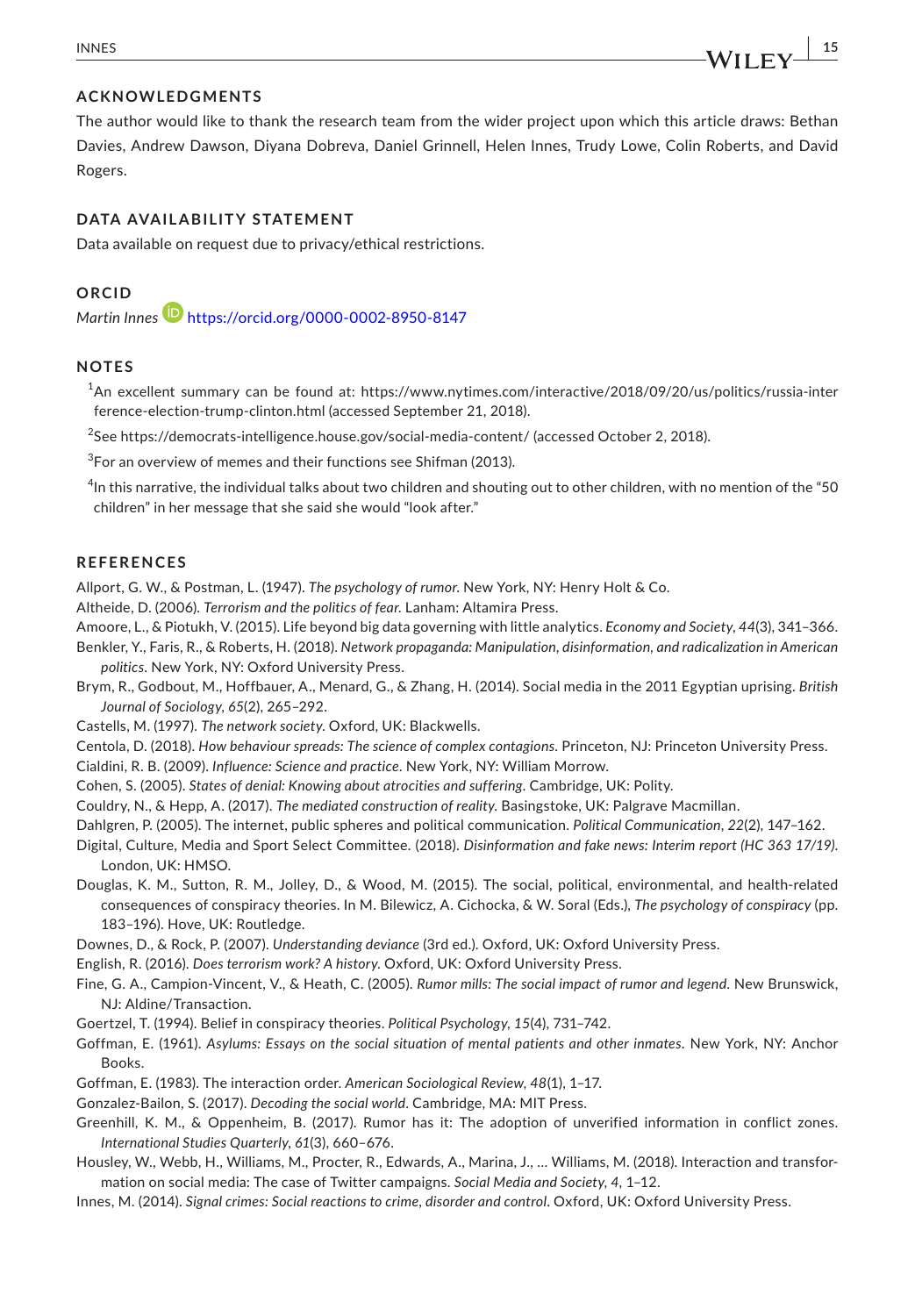## ACKNOWLEDGMENTS

The author would like to thank the research team from the wider project upon which this article draws: Bethan Davies, Andrew Dawson, Diyana Dobreva, Daniel Grinnell, Helen Innes, Trudy Lowe, Colin Roberts, and David Rogers.

## DATA AVAILABILITY STATEMENT

Data available on request due to privacy/ethical restrictions.

## ORCID

*Martin Innes* https://orcid.org/0000-0002-8950-8147

## NOTES

[1] An excellent summary can be found at: https://www.nytimes.com/interactive/2018/09/20/us/politics/russia-interference-election-trump-clinton.html (accessed September 21, 2018).

[2] See https://democrats-intelligence.house.gov/social-media-content/ (accessed October 2, 2018).

[3] For an overview of memes and their functions see Shifman (2013).

[4] In this narrative, the individual talks about two children and shouting out to other children, with no mention of the "50 children" in her message that she said she would "look after."

## REFERENCES

Allport, G. W., & Postman, L. (1947). *The psychology of rumor*. New York, NY: Henry Holt & Co.

Altheide, D. (2006). *Terrorism and the politics of fear*. Lanham: Altamira Press.

Amoore, L., & Piotukh, V. (2015). Life beyond big data governing with little analytics. *Economy and Society*, *44*(3), 341–366.

Benkler, Y., Faris, R., & Roberts, H. (2018). *Network propaganda: Manipulation, disinformation, and radicalization in American politics*. New York, NY: Oxford University Press.

Brym, R., Godbout, M., Hoffbauer, A., Menard, G., & Zhang, H. (2014). Social media in the 2011 Egyptian uprising. *British Journal of Sociology*, *65*(2), 265–292.

Castells, M. (1997). *The network society*. Oxford, UK: Blackwells.

Centola, D. (2018). *How behaviour spreads: The science of complex contagions*. Princeton, NJ: Princeton University Press.

Cialdini, R. B. (2009). *Influence: Science and practice*. New York, NY: William Morrow.

Cohen, S. (2005). *States of denial: Knowing about atrocities and suffering*. Cambridge, UK: Polity.

Couldry, N., & Hepp, A. (2017). *The mediated construction of reality*. Basingstoke, UK: Palgrave Macmillan.

Dahlgren, P. (2005). The internet, public spheres and political communication. *Political Communication*, *22*(2), 147–162.

Digital, Culture, Media and Sport Select Committee. (2018). *Disinformation and fake news: Interim report (HC 363 17/19)*. London, UK: HMSO.

Douglas, K. M., Sutton, R. M., Jolley, D., & Wood, M. (2015). The social, political, environmental, and health-related consequences of conspiracy theories. In M. Bilewicz, A. Cichocka, & W. Soral (Eds.), *The psychology of conspiracy* (pp. 183–196). Hove, UK: Routledge.

Downes, D., & Rock, P. (2007). *Understanding deviance* (3rd ed.). Oxford, UK: Oxford University Press.

English, R. (2016). *Does terrorism work? A history*. Oxford, UK: Oxford University Press.

Fine, G. A., Campion-Vincent, V., & Heath, C. (2005). *Rumor mills: The social impact of rumor and legend*. New Brunswick, NJ: Aldine/Transaction.

Goertzel, T. (1994). Belief in conspiracy theories. *Political Psychology*, *15*(4), 731–742.

Goffman, E. (1961). *Asylums: Essays on the social situation of mental patients and other inmates*. New York, NY: Anchor Books.

Goffman, E. (1983). The interaction order. *American Sociological Review*, *48*(1), 1–17.

Gonzalez-Bailon, S. (2017). *Decoding the social world*. Cambridge, MA: MIT Press.

Greenhill, K. M., & Oppenheim, B. (2017). Rumor has it: The adoption of unverified information in conflict zones. *International Studies Quarterly*, *61*(3), 660–676.

Housley, W., Webb, H., Williams, M., Procter, R., Edwards, A., Marina, J., … Williams, M. (2018). Interaction and transformation on social media: The case of Twitter campaigns. *Social Media and Society*, *4*, 1–12.

Innes, M. (2014). *Signal crimes: Social reactions to crime, disorder and control*. Oxford, UK: Oxford University Press.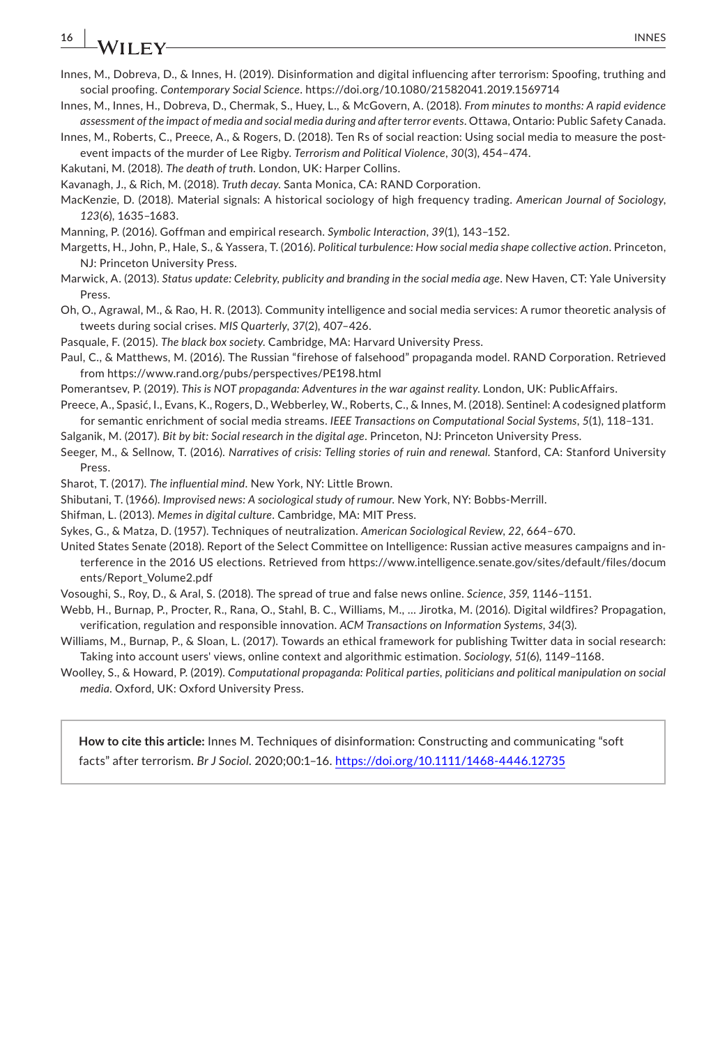Innes, M., Dobreva, D., & Innes, H. (2019). Disinformation and digital influencing after terrorism: Spoofing, truthing and social proofing. *Contemporary Social Science*. https://doi.org/10.1080/21582041.2019.1569714

Innes, M., Innes, H., Dobreva, D., Chermak, S., Huey, L., & McGovern, A. (2018). *From minutes to months: A rapid evidence assessment of the impact of media and social media during and after terror events*. Ottawa, Ontario: Public Safety Canada.

Innes, M., Roberts, C., Preece, A., & Rogers, D. (2018). Ten Rs of social reaction: Using social media to measure the post-event impacts of the murder of Lee Rigby. *Terrorism and Political Violence*, *30*(3), 454–474.

Kakutani, M. (2018). *The death of truth*. London, UK: Harper Collins.

Kavanagh, J., & Rich, M. (2018). *Truth decay*. Santa Monica, CA: RAND Corporation.

MacKenzie, D. (2018). Material signals: A historical sociology of high frequency trading. *American Journal of Sociology*, *123*(6), 1635–1683.

Manning, P. (2016). Goffman and empirical research. *Symbolic Interaction*, *39*(1), 143–152.

Margetts, H., John, P., Hale, S., & Yassera, T. (2016). *Political turbulence: How social media shape collective action*. Princeton, NJ: Princeton University Press.

Marwick, A. (2013). *Status update: Celebrity, publicity and branding in the social media age*. New Haven, CT: Yale University Press.

Oh, O., Agrawal, M., & Rao, H. R. (2013). Community intelligence and social media services: A rumor theoretic analysis of tweets during social crises. *MIS Quarterly*, *37*(2), 407–426.

Pasquale, F. (2015). *The black box society*. Cambridge, MA: Harvard University Press.

Paul, C., & Matthews, M. (2016). The Russian "firehose of falsehood" propaganda model. RAND Corporation. Retrieved from https://www.rand.org/pubs/perspectives/PE198.html

Pomerantsev, P. (2019). *This is NOT propaganda: Adventures in the war against reality*. London, UK: PublicAffairs.

Preece, A., Spasić, I., Evans, K., Rogers, D., Webberley, W., Roberts, C., & Innes, M. (2018). Sentinel: A codesigned platform for semantic enrichment of social media streams. *IEEE Transactions on Computational Social Systems*, *5*(1), 118–131.

Salganik, M. (2017). *Bit by bit: Social research in the digital age*. Princeton, NJ: Princeton University Press.

Seeger, M., & Sellnow, T. (2016). *Narratives of crisis: Telling stories of ruin and renewal*. Stanford, CA: Stanford University Press.

Sharot, T. (2017). *The influential mind*. New York, NY: Little Brown.

Shibutani, T. (1966). *Improvised news: A sociological study of rumour*. New York, NY: Bobbs-Merrill.

Shifman, L. (2013). *Memes in digital culture*. Cambridge, MA: MIT Press.

Sykes, G., & Matza, D. (1957). Techniques of neutralization. *American Sociological Review*, *22*, 664–670.

United States Senate (2018). Report of the Select Committee on Intelligence: Russian active measures campaigns and interference in the 2016 US elections. Retrieved from https://www.intelligence.senate.gov/sites/default/files/documents/Report_Volume2.pdf

Vosoughi, S., Roy, D., & Aral, S. (2018). The spread of true and false news online. *Science*, *359*, 1146–1151.

Webb, H., Burnap, P., Procter, R., Rana, O., Stahl, B. C., Williams, M., … Jirotka, M. (2016). Digital wildfires? Propagation, verification, regulation and responsible innovation. *ACM Transactions on Information Systems*, *34*(3).

Williams, M., Burnap, P., & Sloan, L. (2017). Towards an ethical framework for publishing Twitter data in social research: Taking into account users' views, online context and algorithmic estimation. *Sociology*, *51*(6), 1149–1168.

Woolley, S., & Howard, P. (2019). *Computational propaganda: Political parties, politicians and political manipulation on social media*. Oxford, UK: Oxford University Press.

**How to cite this article:** Innes M. Techniques of disinformation: Constructing and communicating "soft facts" after terrorism. *Br J Sociol*. 2020;00:1–16. https://doi.org/10.1111/1468-4446.12735